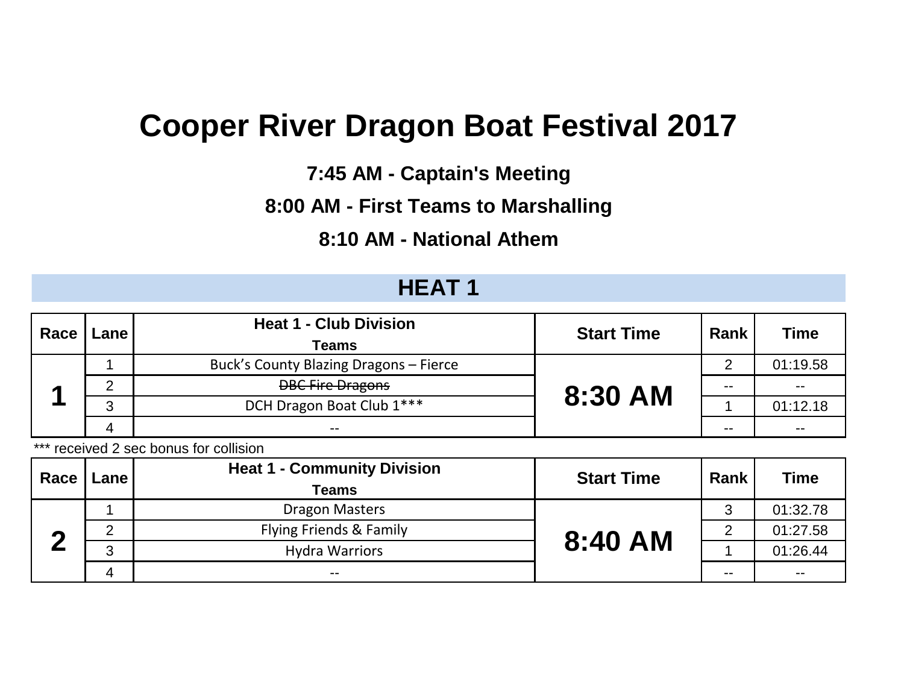# Cooper River Dragon Boat Festival 2017

**7:45 AM - Captain's Meeting**

**8:00 AM - First Teams to Marshalling**

**8:10 AM - National Athem**

## HEAT 1

| Race | Lane | Heat 1 - Club Division Teams | Start Time | Rank | Time |
|---|---|---|---|---|---|
| 1 | 1 | Buck's County Blazing Dragons – Fierce | 8:30 AM | 2 | 01:19.58 |
| | 2 | ~~DBC Fire Dragons~~ | | -- | -- |
| | 3 | DCH Dragon Boat Club 1*** | | 1 | 01:12.18 |
| | 4 | -- | | -- | -- |

*** received 2 sec bonus for collision

| Race | Lane | Heat 1 - Community Division Teams | Start Time | Rank | Time |
|---|---|---|---|---|---|
| 2 | 1 | Dragon Masters | 8:40 AM | 3 | 01:32.78 |
| | 2 | Flying Friends & Family | | 2 | 01:27.58 |
| | 3 | Hydra Warriors | | 1 | 01:26.44 |
| | 4 | -- | | -- | -- |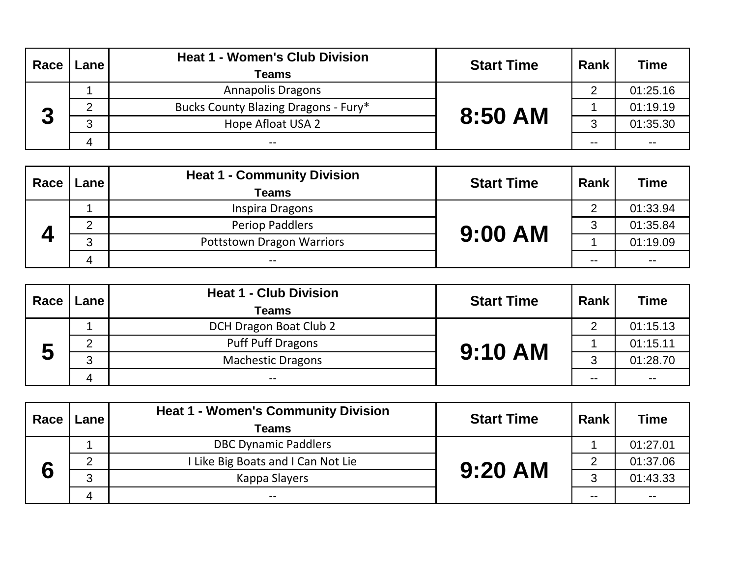| Race | Lane | Heat 1 - Women's Club Division<br>Teams | Start Time | Rank | Time |
|---|---|---|---|---|---|
| 3 | 1 | Annapolis Dragons | 8:50 AM | 2 | 01:25.16 |
| | 2 | Bucks County Blazing Dragons - Fury* | | 1 | 01:19.19 |
| | 3 | Hope Afloat USA 2 | | 3 | 01:35.30 |
| | 4 | -- | | -- | -- |

| Race | Lane | Heat 1 - Community Division<br>Teams | Start Time | Rank | Time |
|---|---|---|---|---|---|
| 4 | 1 | Inspira Dragons | 9:00 AM | 2 | 01:33.94 |
| | 2 | Periop Paddlers | | 3 | 01:35.84 |
| | 3 | Pottstown Dragon Warriors | | 1 | 01:19.09 |
| | 4 | -- | | -- | -- |

| Race | Lane | Heat 1 - Club Division<br>Teams | Start Time | Rank | Time |
|---|---|---|---|---|---|
| 5 | 1 | DCH Dragon Boat Club 2 | 9:10 AM | 2 | 01:15.13 |
| | 2 | Puff Puff Dragons | | 1 | 01:15.11 |
| | 3 | Machestic Dragons | | 3 | 01:28.70 |
| | 4 | -- | | -- | -- |

| Race | Lane | Heat 1 - Women's Community Division<br>Teams | Start Time | Rank | Time |
|---|---|---|---|---|---|
| 6 | 1 | DBC Dynamic Paddlers | 9:20 AM | 1 | 01:27.01 |
| | 2 | I Like Big Boats and I Can Not Lie | | 2 | 01:37.06 |
| | 3 | Kappa Slayers | | 3 | 01:43.33 |
| | 4 | -- | | -- | -- |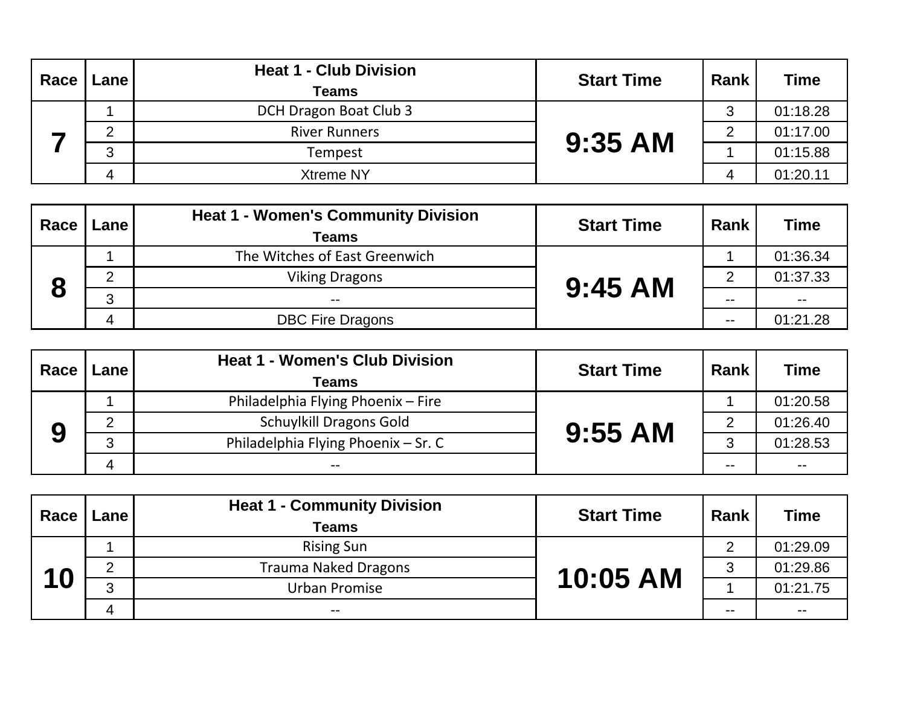| Race | Lane | Heat 1 - Club Division<br>Teams | Start Time | Rank | Time |
|---|---|---|---|---|---|
| 7 | 1 | DCH Dragon Boat Club 3 | 9:35 AM | 3 | 01:18.28 |
| | 2 | River Runners | | 2 | 01:17.00 |
| | 3 | Tempest | | 1 | 01:15.88 |
| | 4 | Xtreme NY | | 4 | 01:20.11 |

| Race | Lane | Heat 1 - Women's Community Division<br>Teams | Start Time | Rank | Time |
|---|---|---|---|---|---|
| 8 | 1 | The Witches of East Greenwich | 9:45 AM | 1 | 01:36.34 |
| | 2 | Viking Dragons | | 2 | 01:37.33 |
| | 3 | -- | | -- | -- |
| | 4 | DBC Fire Dragons | | -- | 01:21.28 |

| Race | Lane | Heat 1 - Women's Club Division<br>Teams | Start Time | Rank | Time |
|---|---|---|---|---|---|
| 9 | 1 | Philadelphia Flying Phoenix – Fire | 9:55 AM | 1 | 01:20.58 |
| | 2 | Schuylkill Dragons Gold | | 2 | 01:26.40 |
| | 3 | Philadelphia Flying Phoenix – Sr. C | | 3 | 01:28.53 |
| | 4 | -- | | -- | -- |

| Race | Lane | Heat 1 - Community Division<br>Teams | Start Time | Rank | Time |
|---|---|---|---|---|---|
| 10 | 1 | Rising Sun | 10:05 AM | 2 | 01:29.09 |
| | 2 | Trauma Naked Dragons | | 3 | 01:29.86 |
| | 3 | Urban Promise | | 1 | 01:21.75 |
| | 4 | -- | | -- | -- |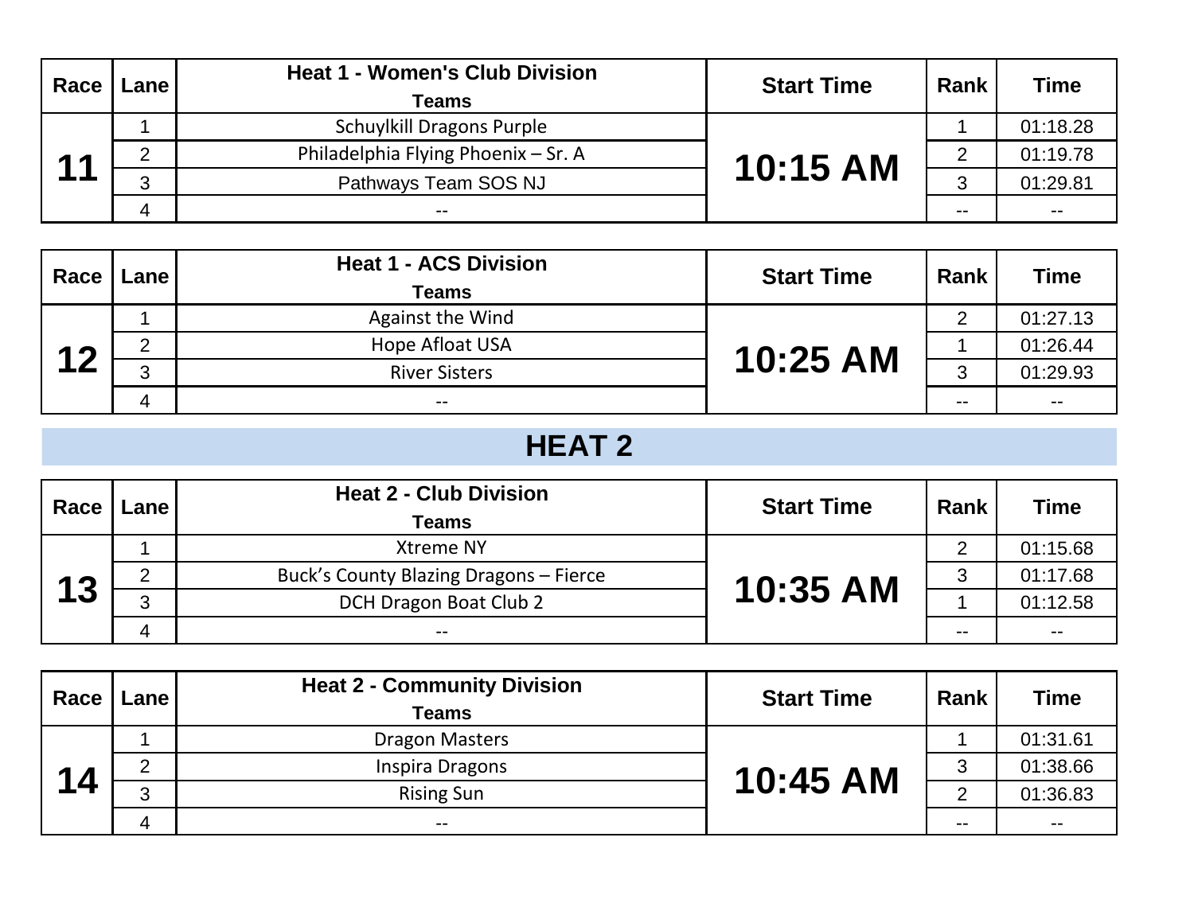| Race | Lane | Heat 1 - Women's Club Division<br>Teams | Start Time | Rank | Time |
| --- | --- | --- | --- | --- | --- |
| 11 | 1 | Schuylkill Dragons Purple | 10:15 AM | 1 | 01:18.28 |
| | 2 | Philadelphia Flying Phoenix – Sr. A | | 2 | 01:19.78 |
| | 3 | Pathways Team SOS NJ | | 3 | 01:29.81 |
| | 4 | -- | | -- | -- |

| Race | Lane | Heat 1 - ACS Division<br>Teams | Start Time | Rank | Time |
| --- | --- | --- | --- | --- | --- |
| 12 | 1 | Against the Wind | 10:25 AM | 2 | 01:27.13 |
| | 2 | Hope Afloat USA | | 1 | 01:26.44 |
| | 3 | River Sisters | | 3 | 01:29.93 |
| | 4 | -- | | -- | -- |

## HEAT 2

| Race | Lane | Heat 2 - Club Division<br>Teams | Start Time | Rank | Time |
| --- | --- | --- | --- | --- | --- |
| 13 | 1 | Xtreme NY | 10:35 AM | 2 | 01:15.68 |
| | 2 | Buck’s County Blazing Dragons – Fierce | | 3 | 01:17.68 |
| | 3 | DCH Dragon Boat Club 2 | | 1 | 01:12.58 |
| | 4 | -- | | -- | -- |

| Race | Lane | Heat 2 - Community Division<br>Teams | Start Time | Rank | Time |
| --- | --- | --- | --- | --- | --- |
| 14 | 1 | Dragon Masters | 10:45 AM | 1 | 01:31.61 |
| | 2 | Inspira Dragons | | 3 | 01:38.66 |
| | 3 | Rising Sun | | 2 | 01:36.83 |
| | 4 | -- | | -- | -- |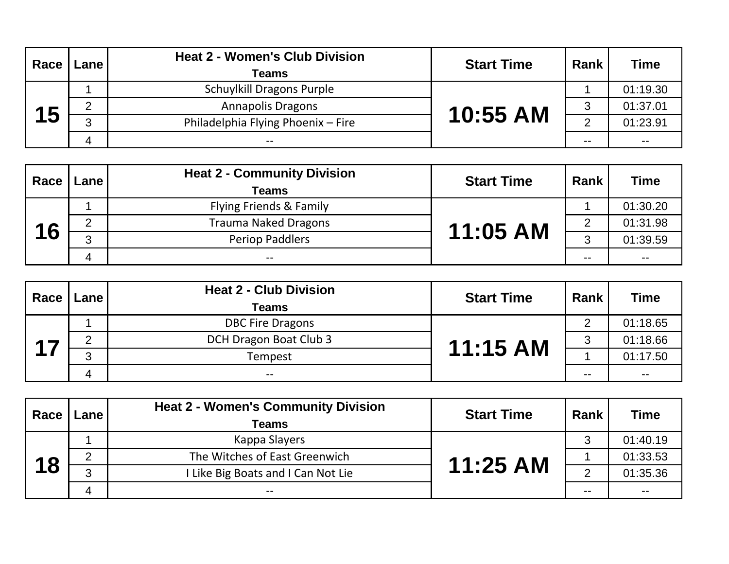| Race | Lane | Heat 2 - Women's Club Division<br>Teams | Start Time | Rank | Time |
|---|---|---|---|---|---|
| 15 | 1 | Schuylkill Dragons Purple | 10:55 AM | 1 | 01:19.30 |
| | 2 | Annapolis Dragons | | 3 | 01:37.01 |
| | 3 | Philadelphia Flying Phoenix – Fire | | 2 | 01:23.91 |
| | 4 | -- | | -- | -- |

| Race | Lane | Heat 2 - Community Division<br>Teams | Start Time | Rank | Time |
|---|---|---|---|---|---|
| 16 | 1 | Flying Friends & Family | 11:05 AM | 1 | 01:30.20 |
| | 2 | Trauma Naked Dragons | | 2 | 01:31.98 |
| | 3 | Periop Paddlers | | 3 | 01:39.59 |
| | 4 | -- | | -- | -- |

| Race | Lane | Heat 2 - Club Division<br>Teams | Start Time | Rank | Time |
|---|---|---|---|---|---|
| 17 | 1 | DBC Fire Dragons | 11:15 AM | 2 | 01:18.65 |
| | 2 | DCH Dragon Boat Club 3 | | 3 | 01:18.66 |
| | 3 | Tempest | | 1 | 01:17.50 |
| | 4 | -- | | -- | -- |

| Race | Lane | Heat 2 - Women's Community Division<br>Teams | Start Time | Rank | Time |
|---|---|---|---|---|---|
| 18 | 1 | Kappa Slayers | 11:25 AM | 3 | 01:40.19 |
| | 2 | The Witches of East Greenwich | | 1 | 01:33.53 |
| | 3 | I Like Big Boats and I Can Not Lie | | 2 | 01:35.36 |
| | 4 | -- | | -- | -- |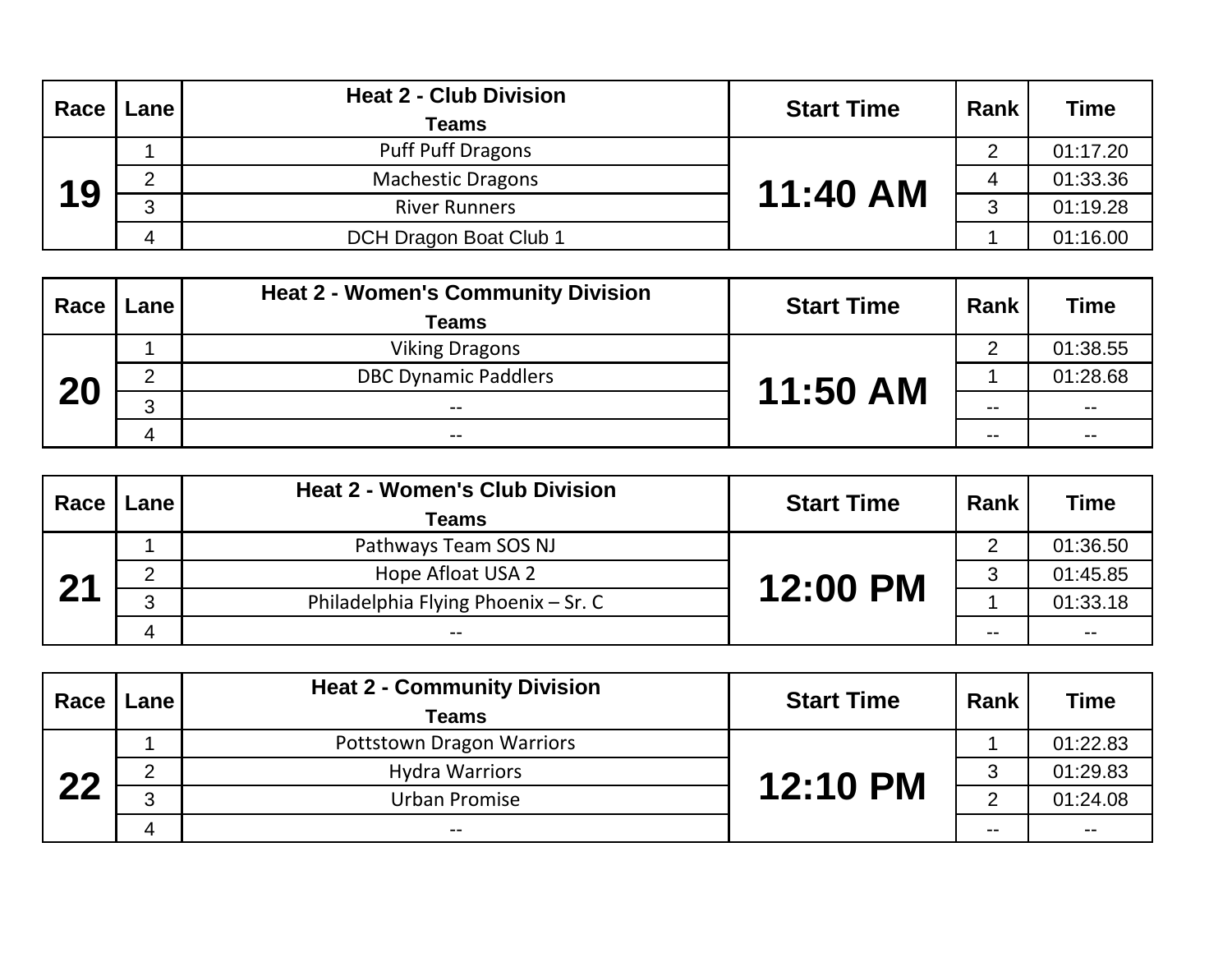| Race | Lane | Heat 2 - Club Division<br>Teams | Start Time | Rank | Time |
| --- | --- | --- | --- | --- | --- |
| 19 | 1 | Puff Puff Dragons | 11:40 AM | 2 | 01:17.20 |
| | 2 | Machestic Dragons | | 4 | 01:33.36 |
| | 3 | River Runners | | 3 | 01:19.28 |
| | 4 | DCH Dragon Boat Club 1 | | 1 | 01:16.00 |

| Race | Lane | Heat 2 - Women's Community Division<br>Teams | Start Time | Rank | Time |
| --- | --- | --- | --- | --- | --- |
| 20 | 1 | Viking Dragons | 11:50 AM | 2 | 01:38.55 |
| | 2 | DBC Dynamic Paddlers | | 1 | 01:28.68 |
| | 3 | -- | | -- | -- |
| | 4 | -- | | -- | -- |

| Race | Lane | Heat 2 - Women's Club Division<br>Teams | Start Time | Rank | Time |
| --- | --- | --- | --- | --- | --- |
| 21 | 1 | Pathways Team SOS NJ | 12:00 PM | 2 | 01:36.50 |
| | 2 | Hope Afloat USA 2 | | 3 | 01:45.85 |
| | 3 | Philadelphia Flying Phoenix – Sr. C | | 1 | 01:33.18 |
| | 4 | -- | | -- | -- |

| Race | Lane | Heat 2 - Community Division<br>Teams | Start Time | Rank | Time |
| --- | --- | --- | --- | --- | --- |
| 22 | 1 | Pottstown Dragon Warriors | 12:10 PM | 1 | 01:22.83 |
| | 2 | Hydra Warriors | | 3 | 01:29.83 |
| | 3 | Urban Promise | | 2 | 01:24.08 |
| | 4 | -- | | -- | -- |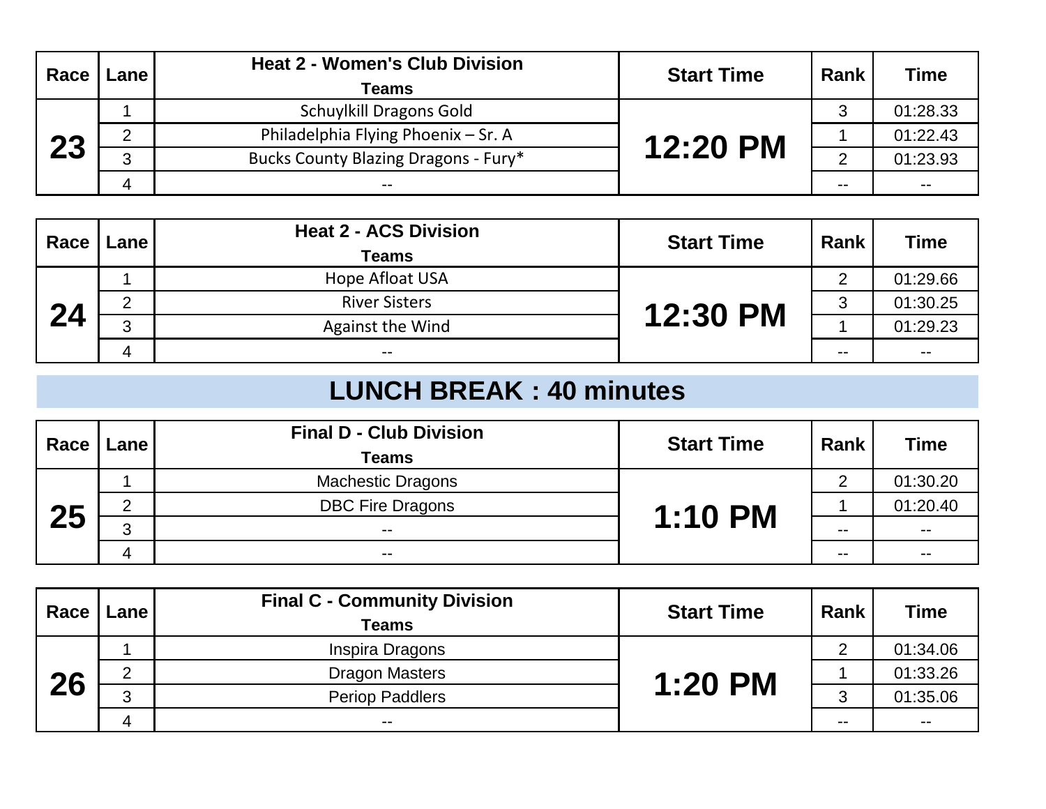| Race | Lane | Heat 2 - Women's Club Division<br>Teams | Start Time | Rank | Time |
|---|---|---|---|---|---|
| 23 | 1 | Schuylkill Dragons Gold | 12:20 PM | 3 | 01:28.33 |
| | 2 | Philadelphia Flying Phoenix – Sr. A | | 1 | 01:22.43 |
| | 3 | Bucks County Blazing Dragons - Fury* | | 2 | 01:23.93 |
| | 4 | -- | | -- | -- |

| Race | Lane | Heat 2 - ACS Division<br>Teams | Start Time | Rank | Time |
|---|---|---|---|---|---|
| 24 | 1 | Hope Afloat USA | 12:30 PM | 2 | 01:29.66 |
| | 2 | River Sisters | | 3 | 01:30.25 |
| | 3 | Against the Wind | | 1 | 01:29.23 |
| | 4 | -- | | -- | -- |

## LUNCH BREAK : 40 minutes

| Race | Lane | Final D - Club Division<br>Teams | Start Time | Rank | Time |
|---|---|---|---|---|---|
| 25 | 1 | Machestic Dragons | 1:10 PM | 2 | 01:30.20 |
| | 2 | DBC Fire Dragons | | 1 | 01:20.40 |
| | 3 | -- | | -- | -- |
| | 4 | -- | | -- | -- |

| Race | Lane | Final C - Community Division<br>Teams | Start Time | Rank | Time |
|---|---|---|---|---|---|
| 26 | 1 | Inspira Dragons | 1:20 PM | 2 | 01:34.06 |
| | 2 | Dragon Masters | | 1 | 01:33.26 |
| | 3 | Periop Paddlers | | 3 | 01:35.06 |
| | 4 | -- | | -- | -- |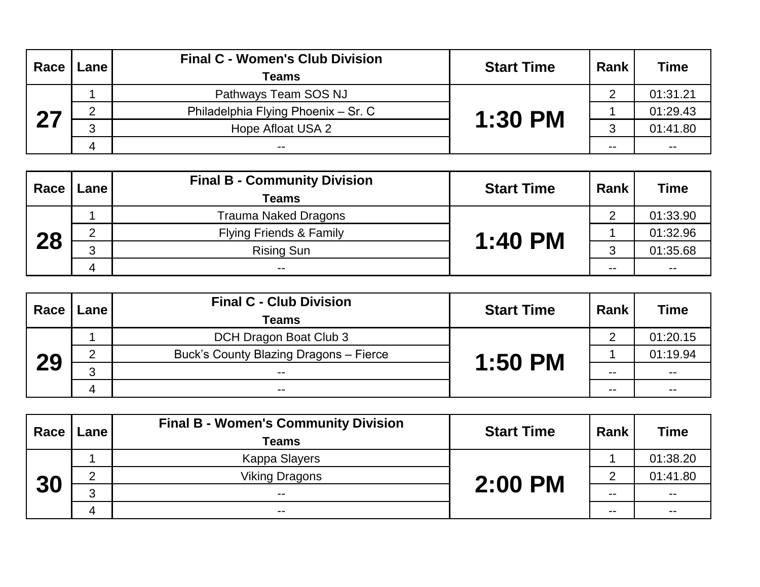| Race | Lane | Final C - Women's Club Division<br>Teams | Start Time | Rank | Time |
|---|---|---|---|---|---|
| 27 | 1 | Pathways Team SOS NJ | 1:30 PM | 2 | 01:31.21 |
| | 2 | Philadelphia Flying Phoenix – Sr. C | | 1 | 01:29.43 |
| | 3 | Hope Afloat USA 2 | | 3 | 01:41.80 |
| | 4 | -- | | -- | -- |

| Race | Lane | Final B - Community Division<br>Teams | Start Time | Rank | Time |
|---|---|---|---|---|---|
| 28 | 1 | Trauma Naked Dragons | 1:40 PM | 2 | 01:33.90 |
| | 2 | Flying Friends & Family | | 1 | 01:32.96 |
| | 3 | Rising Sun | | 3 | 01:35.68 |
| | 4 | -- | | -- | -- |

| Race | Lane | Final C - Club Division<br>Teams | Start Time | Rank | Time |
|---|---|---|---|---|---|
| 29 | 1 | DCH Dragon Boat Club 3 | 1:50 PM | 2 | 01:20.15 |
| | 2 | Buck's County Blazing Dragons – Fierce | | 1 | 01:19.94 |
| | 3 | -- | | -- | -- |
| | 4 | -- | | -- | -- |

| Race | Lane | Final B - Women's Community Division<br>Teams | Start Time | Rank | Time |
|---|---|---|---|---|---|
| 30 | 1 | Kappa Slayers | 2:00 PM | 1 | 01:38.20 |
| | 2 | Viking Dragons | | 2 | 01:41.80 |
| | 3 | -- | | -- | -- |
| | 4 | -- | | -- | -- |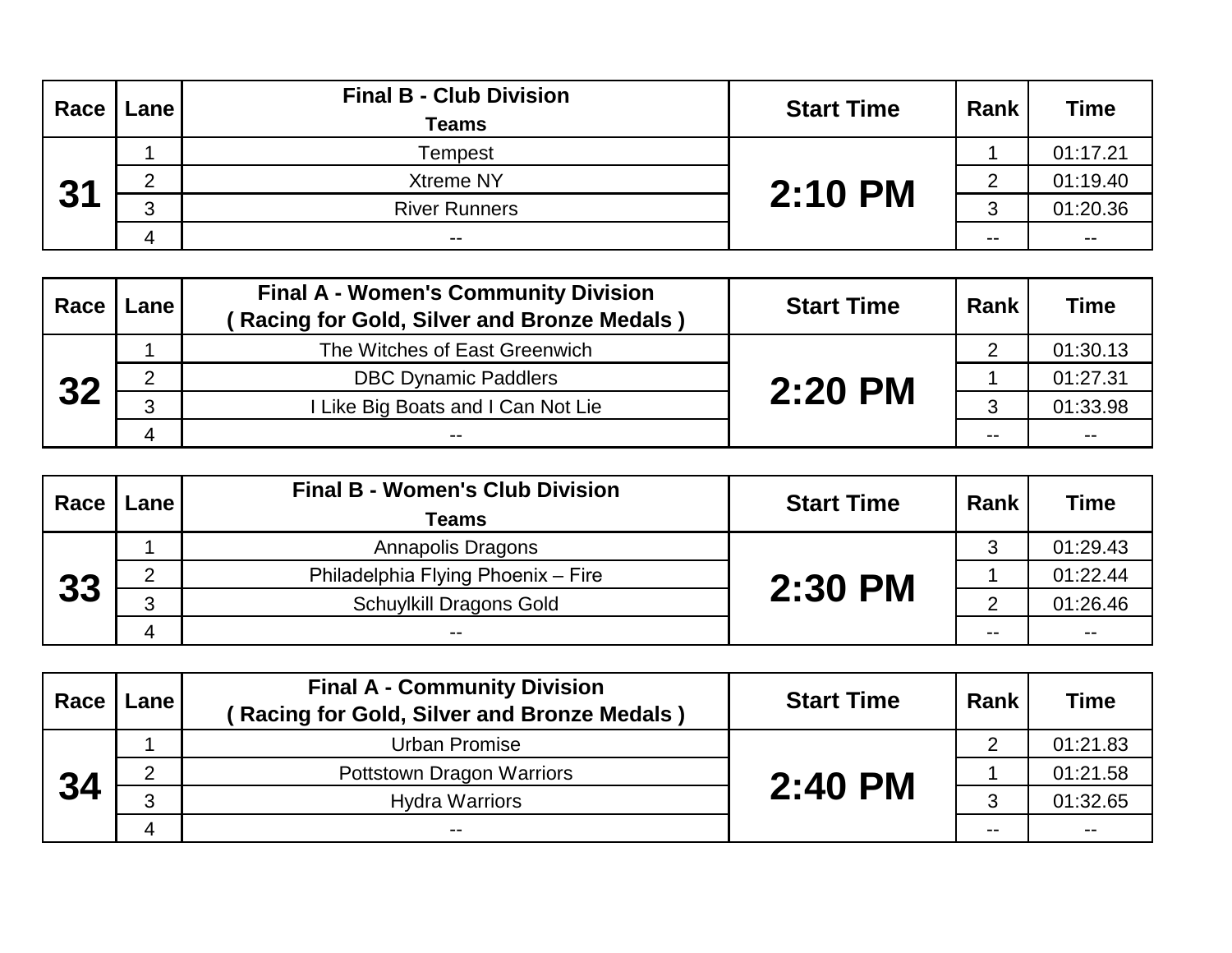| Race | Lane | Final B - Club Division<br>Teams | Start Time | Rank | Time |
|---|---|---|---|---|---|
| 31 | 1 | Tempest | 2:10 PM | 1 | 01:17.21 |
| | 2 | Xtreme NY | | 2 | 01:19.40 |
| | 3 | River Runners | | 3 | 01:20.36 |
| | 4 | -- | | -- | -- |

| Race | Lane | Final A - Women's Community Division<br>( Racing for Gold, Silver and Bronze Medals ) | Start Time | Rank | Time |
|---|---|---|---|---|---|
| 32 | 1 | The Witches of East Greenwich | 2:20 PM | 2 | 01:30.13 |
| | 2 | DBC Dynamic Paddlers | | 1 | 01:27.31 |
| | 3 | I Like Big Boats and I Can Not Lie | | 3 | 01:33.98 |
| | 4 | -- | | -- | -- |

| Race | Lane | Final B - Women's Club Division<br>Teams | Start Time | Rank | Time |
|---|---|---|---|---|---|
| 33 | 1 | Annapolis Dragons | 2:30 PM | 3 | 01:29.43 |
| | 2 | Philadelphia Flying Phoenix – Fire | | 1 | 01:22.44 |
| | 3 | Schuylkill Dragons Gold | | 2 | 01:26.46 |
| | 4 | -- | | -- | -- |

| Race | Lane | Final A - Community Division<br>( Racing for Gold, Silver and Bronze Medals ) | Start Time | Rank | Time |
|---|---|---|---|---|---|
| 34 | 1 | Urban Promise | 2:40 PM | 2 | 01:21.83 |
| | 2 | Pottstown Dragon Warriors | | 1 | 01:21.58 |
| | 3 | Hydra Warriors | | 3 | 01:32.65 |
| | 4 | -- | | -- | -- |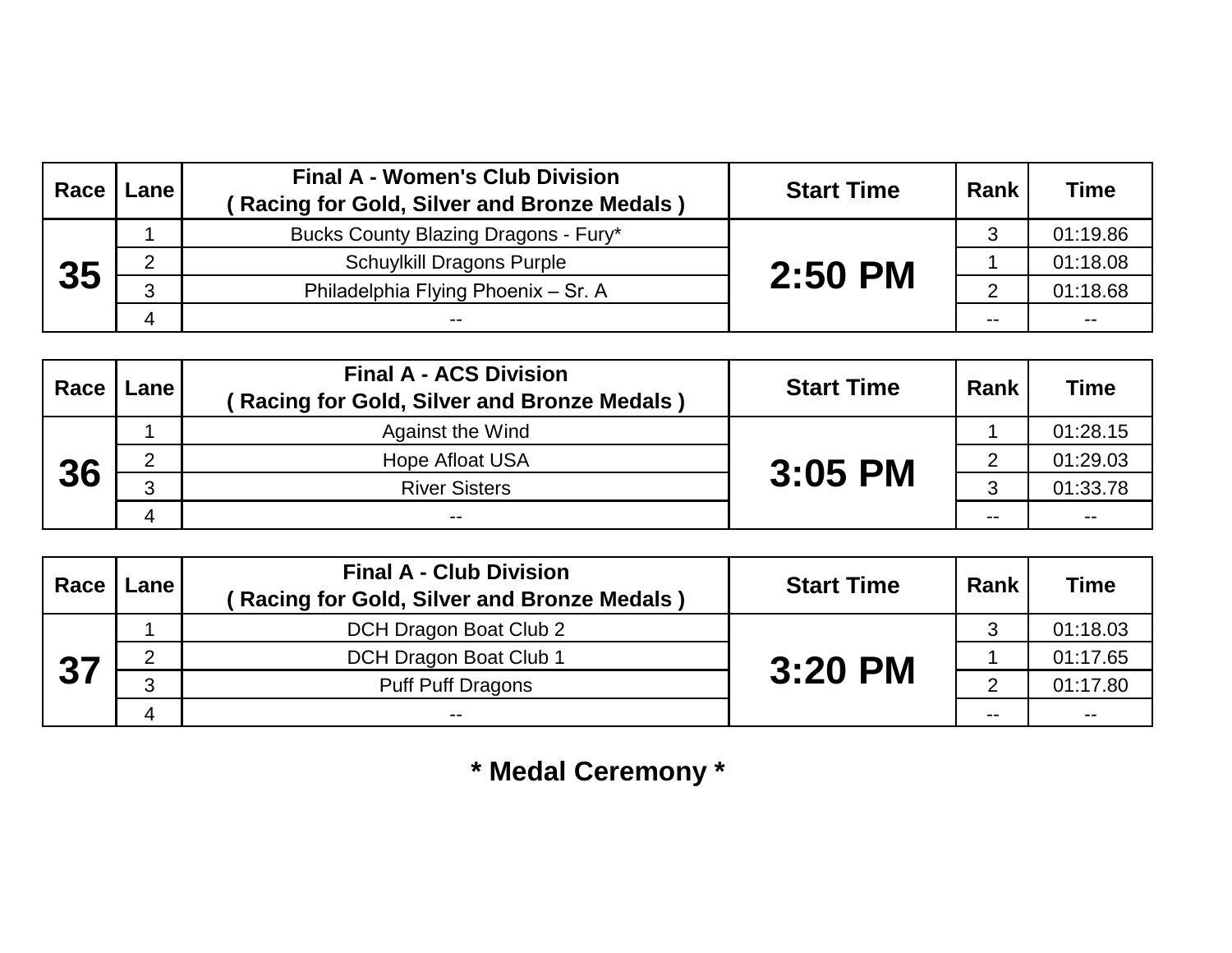| Race | Lane | Final A - Women's Club Division ( Racing for Gold, Silver and Bronze Medals ) | Start Time | Rank | Time |
|---|---|---|---|---|---|
| 35 | 1 | Bucks County Blazing Dragons - Fury* | 2:50 PM | 3 | 01:19.86 |
| | 2 | Schuylkill Dragons Purple | | 1 | 01:18.08 |
| | 3 | Philadelphia Flying Phoenix – Sr. A | | 2 | 01:18.68 |
| | 4 | -- | | -- | -- |

| Race | Lane | Final A - ACS Division ( Racing for Gold, Silver and Bronze Medals ) | Start Time | Rank | Time |
|---|---|---|---|---|---|
| 36 | 1 | Against the Wind | 3:05 PM | 1 | 01:28.15 |
| | 2 | Hope Afloat USA | | 2 | 01:29.03 |
| | 3 | River Sisters | | 3 | 01:33.78 |
| | 4 | -- | | -- | -- |

| Race | Lane | Final A - Club Division ( Racing for Gold, Silver and Bronze Medals ) | Start Time | Rank | Time |
|---|---|---|---|---|---|
| 37 | 1 | DCH Dragon Boat Club 2 | 3:20 PM | 3 | 01:18.03 |
| | 2 | DCH Dragon Boat Club 1 | | 1 | 01:17.65 |
| | 3 | Puff Puff Dragons | | 2 | 01:17.80 |
| | 4 | -- | | -- | -- |

**\* Medal Ceremony \***